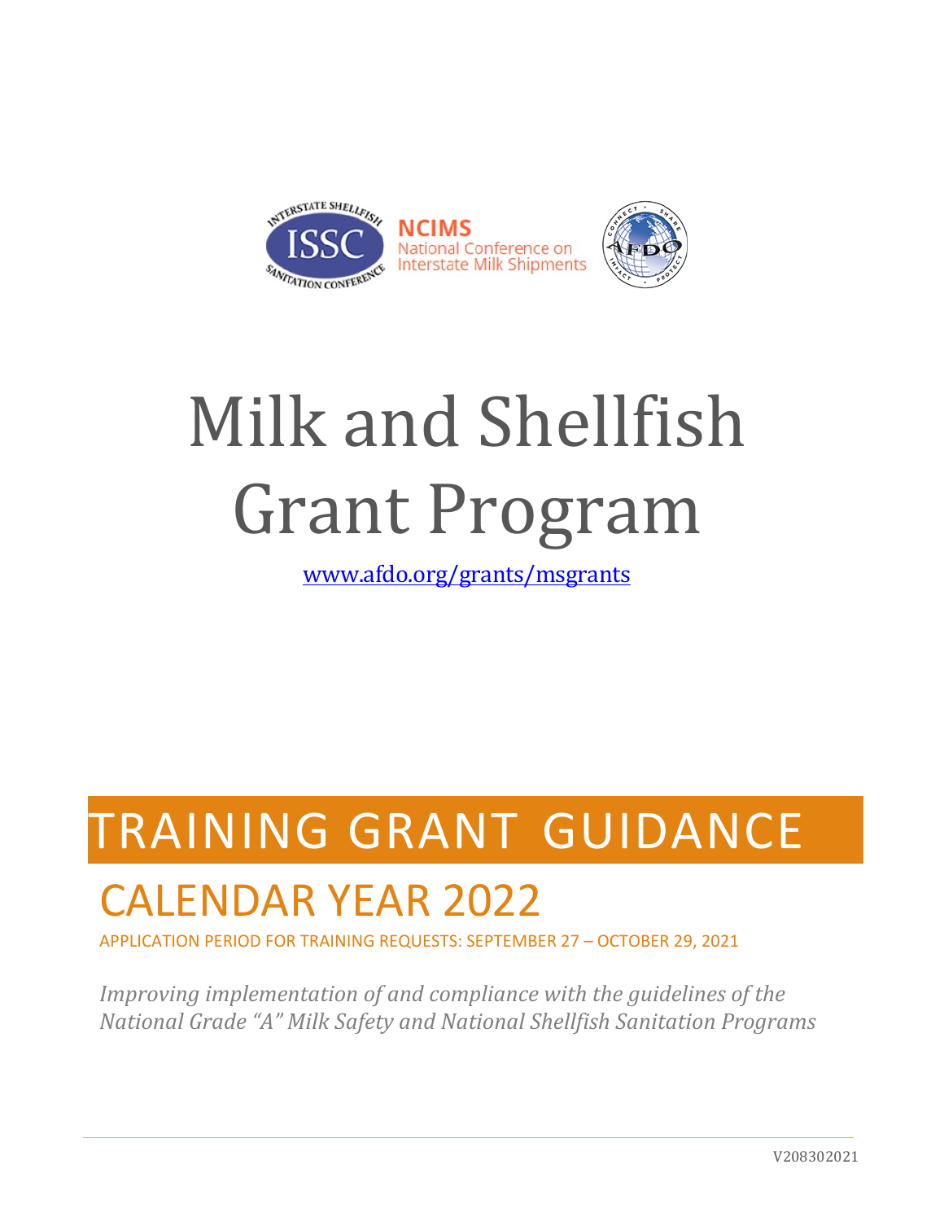NCIMS
National Conference on
Interstate Milk Shipments

# Milk and Shellfish Grant Program

www.afdo.org/grants/msgrants

# TRAINING GRANT GUIDANCE

## CALENDAR YEAR 2022

APPLICATION PERIOD FOR TRAINING REQUESTS: SEPTEMBER 27 – OCTOBER 29, 2021

*Improving implementation of and compliance with the guidelines of the National Grade "A" Milk Safety and National Shellfish Sanitation Programs*

V208302021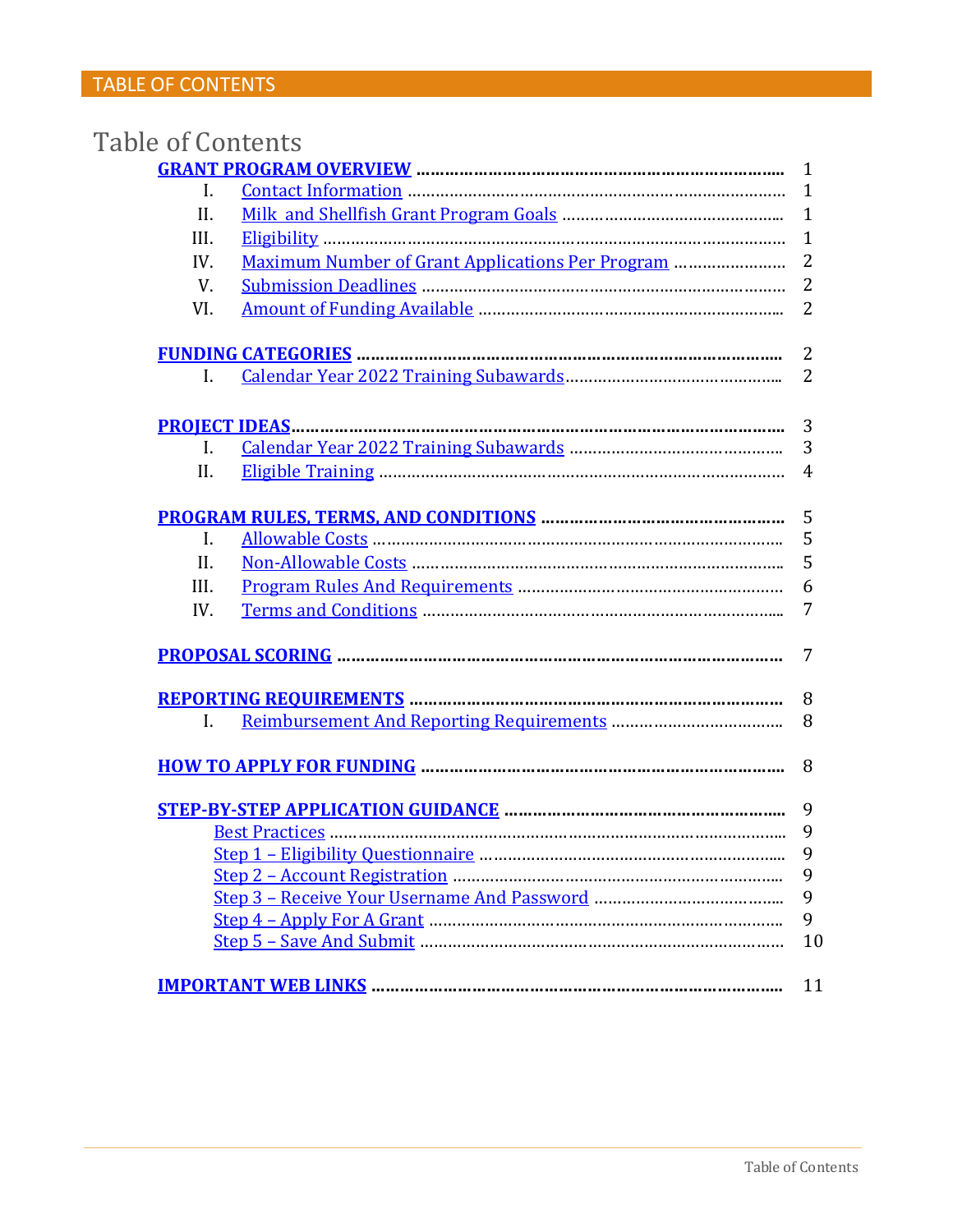# Table of Contents

| | | |
|---|---|---|
| **GRANT PROGRAM OVERVIEW** | | 1 |
| I. | Contact Information | 1 |
| II. | Milk and Shellfish Grant Program Goals | 1 |
| III. | Eligibility | 1 |
| IV. | Maximum Number of Grant Applications Per Program | 2 |
| V. | Submission Deadlines | 2 |
| VI. | Amount of Funding Available | 2 |
| **FUNDING CATEGORIES** | | 2 |
| I. | Calendar Year 2022 Training Subawards | 2 |
| **PROJECT IDEAS** | | 3 |
| I. | Calendar Year 2022 Training Subawards | 3 |
| II. | Eligible Training | 4 |
| **PROGRAM RULES, TERMS, AND CONDITIONS** | | 5 |
| I. | Allowable Costs | 5 |
| II. | Non-Allowable Costs | 5 |
| III. | Program Rules And Requirements | 6 |
| IV. | Terms and Conditions | 7 |
| **PROPOSAL SCORING** | | 7 |
| **REPORTING REQUIREMENTS** | | 8 |
| I. | Reimbursement And Reporting Requirements | 8 |
| **HOW TO APPLY FOR FUNDING** | | 8 |
| **STEP-BY-STEP APPLICATION GUIDANCE** | | 9 |
| | Best Practices | 9 |
| | Step 1 – Eligibility Questionnaire | 9 |
| | Step 2 – Account Registration | 9 |
| | Step 3 – Receive Your Username And Password | 9 |
| | Step 4 – Apply For A Grant | 9 |
| | Step 5 – Save And Submit | 10 |
| **IMPORTANT WEB LINKS** | | 11 |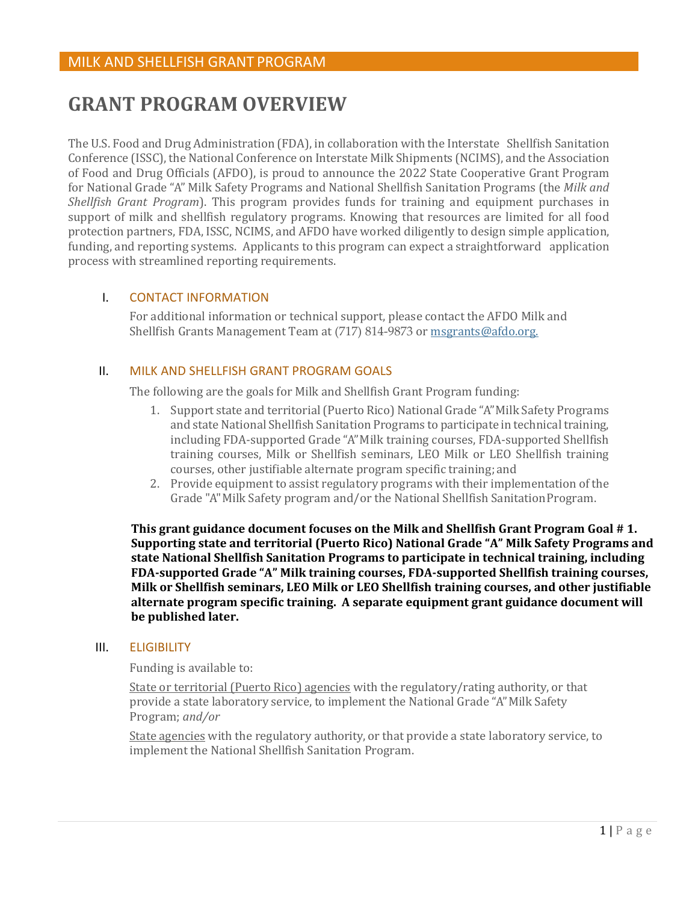MILK AND SHELLFISH GRANT PROGRAM

# GRANT PROGRAM OVERVIEW

The U.S. Food and Drug Administration (FDA), in collaboration with the Interstate Shellfish Sanitation Conference (ISSC), the National Conference on Interstate Milk Shipments (NCIMS), and the Association of Food and Drug Officials (AFDO), is proud to announce the 2022 State Cooperative Grant Program for National Grade "A" Milk Safety Programs and National Shellfish Sanitation Programs (the *Milk and Shellfish Grant Program*). This program provides funds for training and equipment purchases in support of milk and shellfish regulatory programs. Knowing that resources are limited for all food protection partners, FDA, ISSC, NCIMS, and AFDO have worked diligently to design simple application, funding, and reporting systems. Applicants to this program can expect a straightforward application process with streamlined reporting requirements.

## I. CONTACT INFORMATION

For additional information or technical support, please contact the AFDO Milk and Shellfish Grants Management Team at (717) 814-9873 or msgrants@afdo.org.

## II. MILK AND SHELLFISH GRANT PROGRAM GOALS

The following are the goals for Milk and Shellfish Grant Program funding:

1. Support state and territorial (Puerto Rico) National Grade "A" Milk Safety Programs and state National Shellfish Sanitation Programs to participate in technical training, including FDA-supported Grade "A" Milk training courses, FDA-supported Shellfish training courses, Milk or Shellfish seminars, LEO Milk or LEO Shellfish training courses, other justifiable alternate program specific training; and
2. Provide equipment to assist regulatory programs with their implementation of the Grade "A" Milk Safety program and/or the National Shellfish Sanitation Program.

**This grant guidance document focuses on the Milk and Shellfish Grant Program Goal # 1. Supporting state and territorial (Puerto Rico) National Grade "A" Milk Safety Programs and state National Shellfish Sanitation Programs to participate in technical training, including FDA-supported Grade "A" Milk training courses, FDA-supported Shellfish training courses, Milk or Shellfish seminars, LEO Milk or LEO Shellfish training courses, and other justifiable alternate program specific training. A separate equipment grant guidance document will be published later.**

## III. ELIGIBILITY

Funding is available to:

State or territorial (Puerto Rico) agencies with the regulatory/rating authority, or that provide a state laboratory service, to implement the National Grade "A" Milk Safety Program; *and/or*

State agencies with the regulatory authority, or that provide a state laboratory service, to implement the National Shellfish Sanitation Program.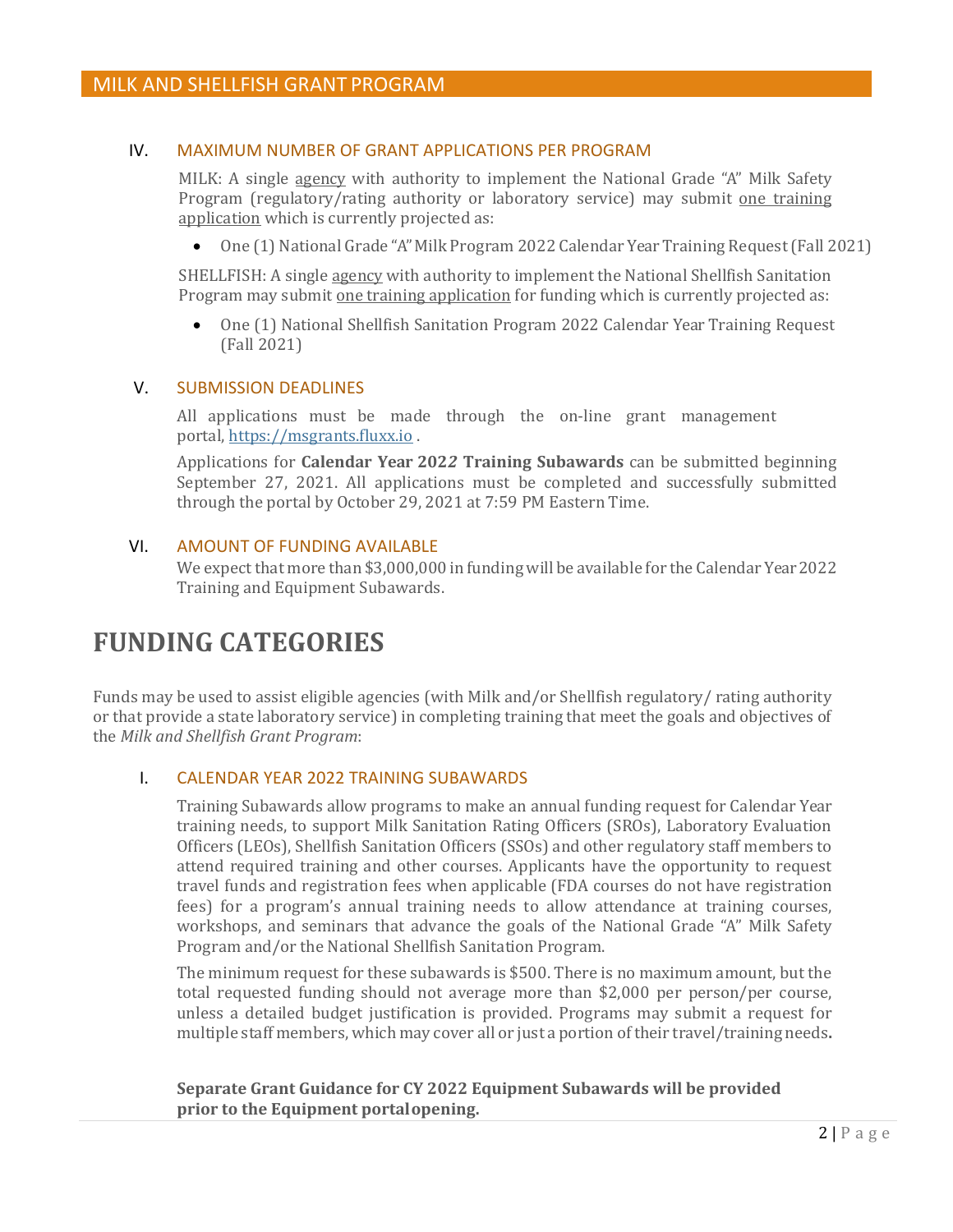### IV. MAXIMUM NUMBER OF GRANT APPLICATIONS PER PROGRAM

MILK: A single agency with authority to implement the National Grade "A" Milk Safety Program (regulatory/rating authority or laboratory service) may submit one training application which is currently projected as:

- One (1) National Grade "A" Milk Program 2022 Calendar Year Training Request (Fall 2021)

SHELLFISH: A single agency with authority to implement the National Shellfish Sanitation Program may submit one training application for funding which is currently projected as:

- One (1) National Shellfish Sanitation Program 2022 Calendar Year Training Request (Fall 2021)

### V. SUBMISSION DEADLINES

All applications must be made through the on-line grant management portal, https://msgrants.fluxx.io .

Applications for **Calendar Year 2022 Training Subawards** can be submitted beginning September 27, 2021. All applications must be completed and successfully submitted through the portal by October 29, 2021 at 7:59 PM Eastern Time.

### VI. AMOUNT OF FUNDING AVAILABLE

We expect that more than $3,000,000 in funding will be available for the Calendar Year 2022 Training and Equipment Subawards.

# FUNDING CATEGORIES

Funds may be used to assist eligible agencies (with Milk and/or Shellfish regulatory/ rating authority or that provide a state laboratory service) in completing training that meet the goals and objectives of the *Milk and Shellfish Grant Program*:

### I. CALENDAR YEAR 2022 TRAINING SUBAWARDS

Training Subawards allow programs to make an annual funding request for Calendar Year training needs, to support Milk Sanitation Rating Officers (SROs), Laboratory Evaluation Officers (LEOs), Shellfish Sanitation Officers (SSOs) and other regulatory staff members to attend required training and other courses. Applicants have the opportunity to request travel funds and registration fees when applicable (FDA courses do not have registration fees) for a program's annual training needs to allow attendance at training courses, workshops, and seminars that advance the goals of the National Grade "A" Milk Safety Program and/or the National Shellfish Sanitation Program.

The minimum request for these subawards is $500. There is no maximum amount, but the total requested funding should not average more than $2,000 per person/per course, unless a detailed budget justification is provided. Programs may submit a request for multiple staff members, which may cover all or just a portion of their travel/training needs.

**Separate Grant Guidance for CY 2022 Equipment Subawards will be provided prior to the Equipment portal opening.**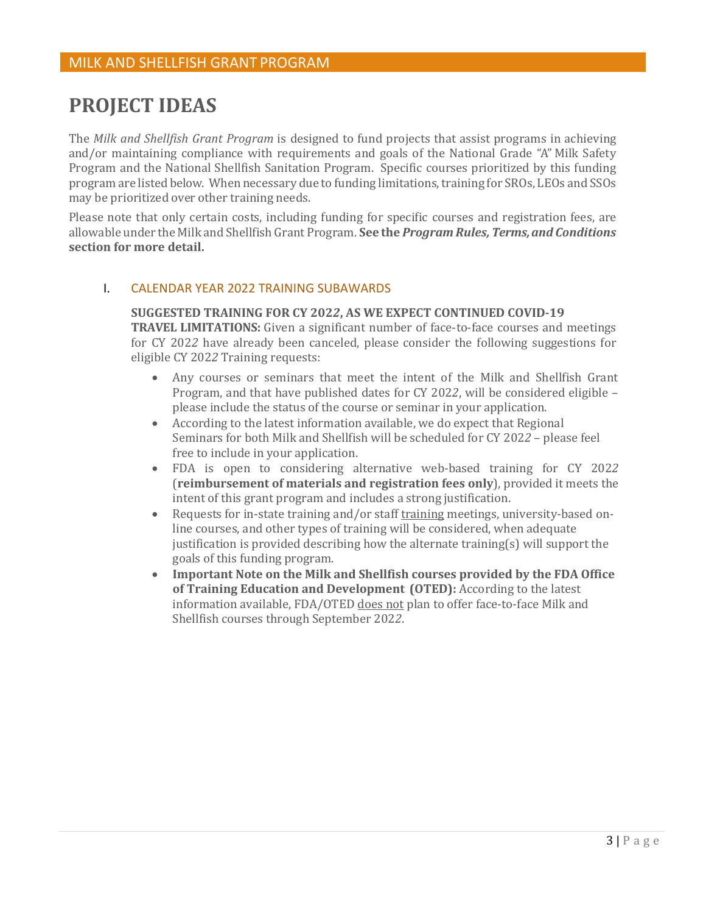# PROJECT IDEAS

The *Milk and Shellfish Grant Program* is designed to fund projects that assist programs in achieving and/or maintaining compliance with requirements and goals of the National Grade "A" Milk Safety Program and the National Shellfish Sanitation Program. Specific courses prioritized by this funding program are listed below. When necessary due to funding limitations, training for SROs, LEOs and SSOs may be prioritized over other training needs.

Please note that only certain costs, including funding for specific courses and registration fees, are allowable under the Milk and Shellfish Grant Program. **See the *Program Rules, Terms, and Conditions* section for more detail.**

## I. CALENDAR YEAR 2022 TRAINING SUBAWARDS

**SUGGESTED TRAINING FOR CY 202*2*, AS WE EXPECT CONTINUED COVID-19 TRAVEL LIMITATIONS:** Given a significant number of face-to-face courses and meetings for CY 202*2* have already been canceled, please consider the following suggestions for eligible CY 202*2* Training requests:

- Any courses or seminars that meet the intent of the Milk and Shellfish Grant Program, and that have published dates for CY 202*2*, will be considered eligible – please include the status of the course or seminar in your application.
- According to the latest information available, we do expect that Regional Seminars for both Milk and Shellfish will be scheduled for CY 202*2* – please feel free to include in your application.
- FDA is open to considering alternative web-based training for CY 202*2* (**reimbursement of materials and registration fees only**), provided it meets the intent of this grant program and includes a strong justification.
- Requests for in-state training and/or staff training meetings, university-based on-line courses, and other types of training will be considered, when adequate justification is provided describing how the alternate training(s) will support the goals of this funding program.
- **Important Note on the Milk and Shellfish courses provided by the FDA Office of Training Education and Development (OTED):** According to the latest information available, FDA/OTED does not plan to offer face-to-face Milk and Shellfish courses through September 202*2*.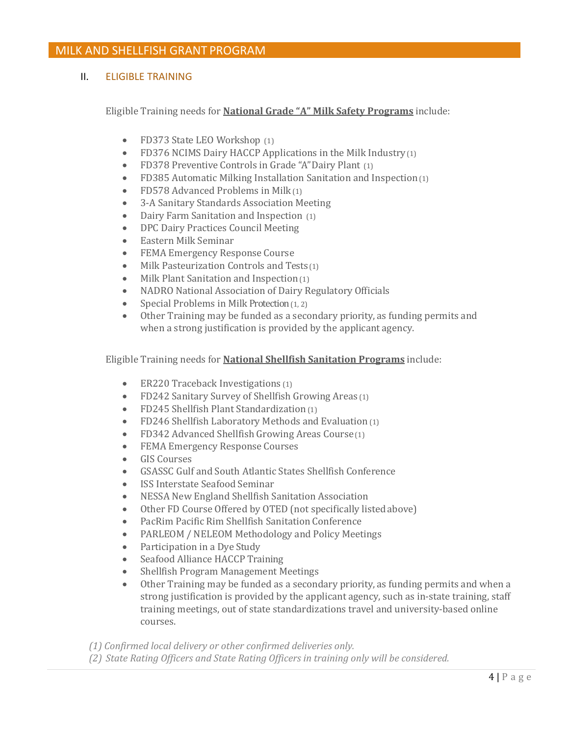## MILK AND SHELLFISH GRANT PROGRAM

### II. ELIGIBLE TRAINING

Eligible Training needs for **National Grade "A" Milk Safety Programs** include:

- FD373 State LEO Workshop (1)
- FD376 NCIMS Dairy HACCP Applications in the Milk Industry (1)
- FD378 Preventive Controls in Grade "A" Dairy Plant (1)
- FD385 Automatic Milking Installation Sanitation and Inspection (1)
- FD578 Advanced Problems in Milk (1)
- 3-A Sanitary Standards Association Meeting
- Dairy Farm Sanitation and Inspection (1)
- DPC Dairy Practices Council Meeting
- Eastern Milk Seminar
- FEMA Emergency Response Course
- Milk Pasteurization Controls and Tests (1)
- Milk Plant Sanitation and Inspection (1)
- NADRO National Association of Dairy Regulatory Officials
- Special Problems in Milk Protection (1, 2)
- Other Training may be funded as a secondary priority, as funding permits and when a strong justification is provided by the applicant agency.

Eligible Training needs for **National Shellfish Sanitation Programs** include:

- ER220 Traceback Investigations (1)
- FD242 Sanitary Survey of Shellfish Growing Areas (1)
- FD245 Shellfish Plant Standardization (1)
- FD246 Shellfish Laboratory Methods and Evaluation (1)
- FD342 Advanced Shellfish Growing Areas Course (1)
- FEMA Emergency Response Courses
- GIS Courses
- GSASSC Gulf and South Atlantic States Shellfish Conference
- ISS Interstate Seafood Seminar
- NESSA New England Shellfish Sanitation Association
- Other FD Course Offered by OTED (not specifically listed above)
- PacRim Pacific Rim Shellfish Sanitation Conference
- PARLEOM / NELEOM Methodology and Policy Meetings
- Participation in a Dye Study
- Seafood Alliance HACCP Training
- Shellfish Program Management Meetings
- Other Training may be funded as a secondary priority, as funding permits and when a strong justification is provided by the applicant agency, such as in-state training, staff training meetings, out of state standardizations travel and university-based online courses.

*(1) Confirmed local delivery or other confirmed deliveries only.*
*(2) State Rating Officers and State Rating Officers in training only will be considered.*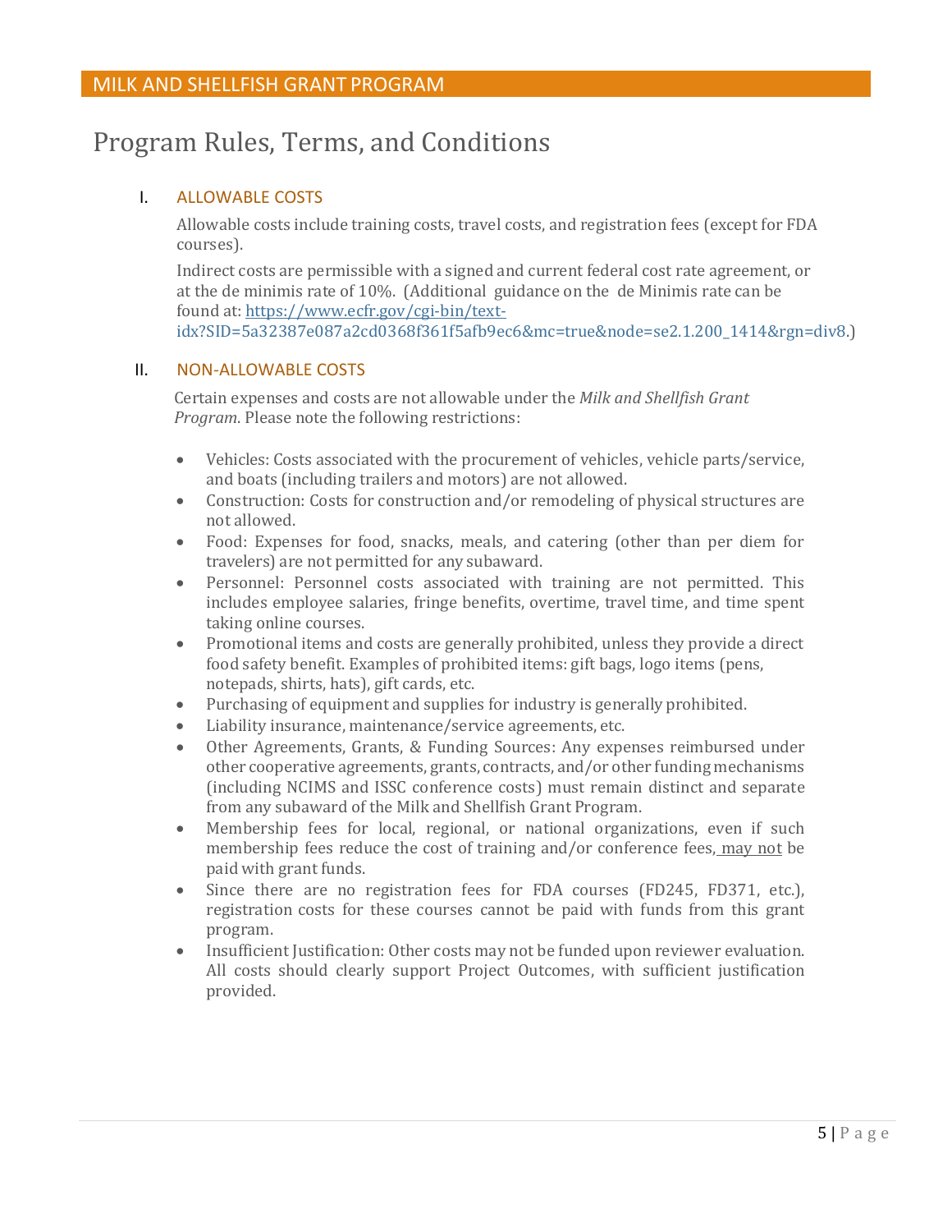# Program Rules, Terms, and Conditions

## I. ALLOWABLE COSTS

Allowable costs include training costs, travel costs, and registration fees (except for FDA courses).

Indirect costs are permissible with a signed and current federal cost rate agreement, or at the de minimis rate of 10%. (Additional guidance on the de Minimis rate can be found at: [https://www.ecfr.gov/cgi-bin/text-idx?SID=5a32387e087a2cd0368f361f5afb9ec6&mc=true&node=se2.1.200_1414&rgn=div8](https://www.ecfr.gov/cgi-bin/text-idx?SID=5a32387e087a2cd0368f361f5afb9ec6&mc=true&node=se2.1.200_1414&rgn=div8).)

## II. NON-ALLOWABLE COSTS

Certain expenses and costs are not allowable under the *Milk and Shellfish Grant Program*. Please note the following restrictions:

- Vehicles: Costs associated with the procurement of vehicles, vehicle parts/service, and boats (including trailers and motors) are not allowed.
- Construction: Costs for construction and/or remodeling of physical structures are not allowed.
- Food: Expenses for food, snacks, meals, and catering (other than per diem for travelers) are not permitted for any subaward.
- Personnel: Personnel costs associated with training are not permitted. This includes employee salaries, fringe benefits, overtime, travel time, and time spent taking online courses.
- Promotional items and costs are generally prohibited, unless they provide a direct food safety benefit. Examples of prohibited items: gift bags, logo items (pens, notepads, shirts, hats), gift cards, etc.
- Purchasing of equipment and supplies for industry is generally prohibited.
- Liability insurance, maintenance/service agreements, etc.
- Other Agreements, Grants, & Funding Sources: Any expenses reimbursed under other cooperative agreements, grants, contracts, and/or other funding mechanisms (including NCIMS and ISSC conference costs) must remain distinct and separate from any subaward of the Milk and Shellfish Grant Program.
- Membership fees for local, regional, or national organizations, even if such membership fees reduce the cost of training and/or conference fees, <u>may not</u> be paid with grant funds.
- Since there are no registration fees for FDA courses (FD245, FD371, etc.), registration costs for these courses cannot be paid with funds from this grant program.
- Insufficient Justification: Other costs may not be funded upon reviewer evaluation. All costs should clearly support Project Outcomes, with sufficient justification provided.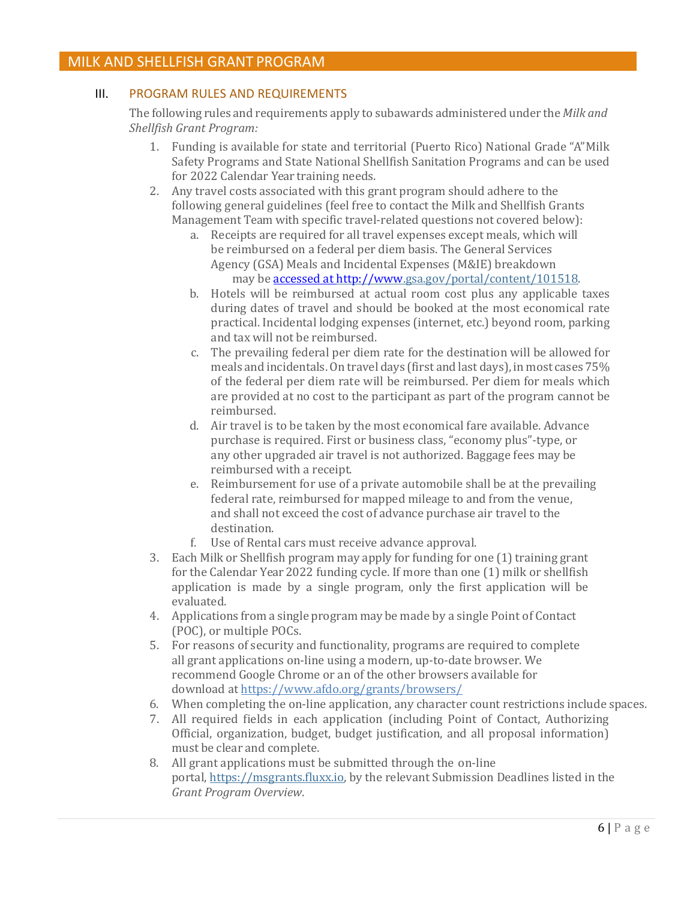# MILK AND SHELLFISH GRANT PROGRAM

## III. PROGRAM RULES AND REQUIREMENTS

The following rules and requirements apply to subawards administered under the *Milk and Shellfish Grant Program:*

1. Funding is available for state and territorial (Puerto Rico) National Grade "A" Milk Safety Programs and State National Shellfish Sanitation Programs and can be used for 2022 Calendar Year training needs.
2. Any travel costs associated with this grant program should adhere to the following general guidelines (feel free to contact the Milk and Shellfish Grants Management Team with specific travel-related questions not covered below):
   a. Receipts are required for all travel expenses except meals, which will be reimbursed on a federal per diem basis. The General Services Agency (GSA) Meals and Incidental Expenses (M&IE) breakdown may be accessed at http://www.gsa.gov/portal/content/101518.
   b. Hotels will be reimbursed at actual room cost plus any applicable taxes during dates of travel and should be booked at the most economical rate practical. Incidental lodging expenses (internet, etc.) beyond room, parking and tax will not be reimbursed.
   c. The prevailing federal per diem rate for the destination will be allowed for meals and incidentals. On travel days (first and last days), in most cases 75% of the federal per diem rate will be reimbursed. Per diem for meals which are provided at no cost to the participant as part of the program cannot be reimbursed.
   d. Air travel is to be taken by the most economical fare available. Advance purchase is required. First or business class, "economy plus"-type, or any other upgraded air travel is not authorized. Baggage fees may be reimbursed with a receipt.
   e. Reimbursement for use of a private automobile shall be at the prevailing federal rate, reimbursed for mapped mileage to and from the venue, and shall not exceed the cost of advance purchase air travel to the destination.
   f. Use of Rental cars must receive advance approval.
3. Each Milk or Shellfish program may apply for funding for one (1) training grant for the Calendar Year 2022 funding cycle. If more than one (1) milk or shellfish application is made by a single program, only the first application will be evaluated.
4. Applications from a single program may be made by a single Point of Contact (POC), or multiple POCs.
5. For reasons of security and functionality, programs are required to complete all grant applications on-line using a modern, up-to-date browser. We recommend Google Chrome or an of the other browsers available for download at https://www.afdo.org/grants/browsers/
6. When completing the on-line application, any character count restrictions include spaces.
7. All required fields in each application (including Point of Contact, Authorizing Official, organization, budget, budget justification, and all proposal information) must be clear and complete.
8. All grant applications must be submitted through the on-line portal, https://msgrants.fluxx.io, by the relevant Submission Deadlines listed in the *Grant Program Overview*.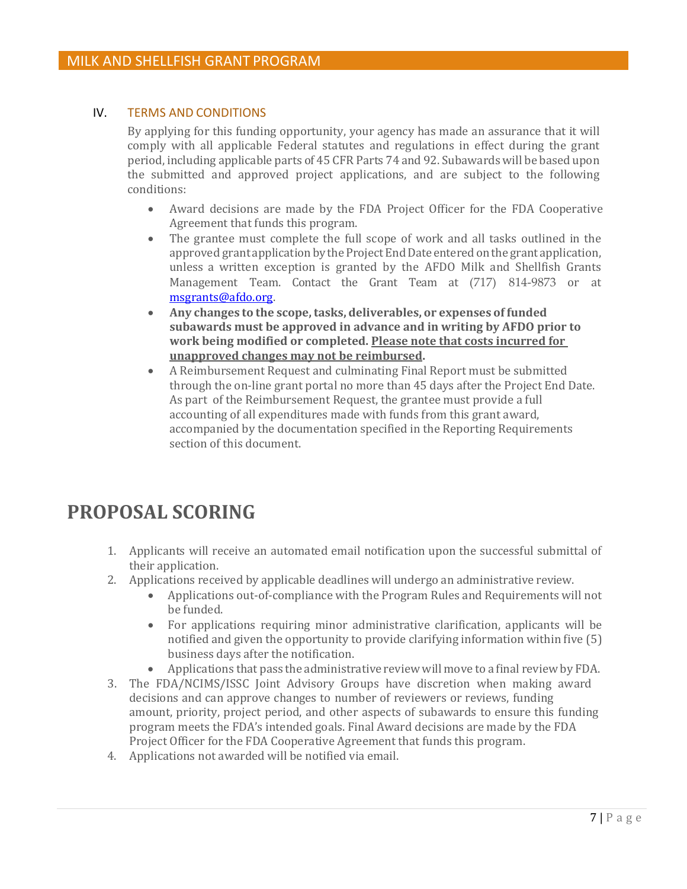## IV. TERMS AND CONDITIONS

By applying for this funding opportunity, your agency has made an assurance that it will comply with all applicable Federal statutes and regulations in effect during the grant period, including applicable parts of 45 CFR Parts 74 and 92. Subawards will be based upon the submitted and approved project applications, and are subject to the following conditions:

- Award decisions are made by the FDA Project Officer for the FDA Cooperative Agreement that funds this program.
- The grantee must complete the full scope of work and all tasks outlined in the approved grant application by the Project End Date entered on the grant application, unless a written exception is granted by the AFDO Milk and Shellfish Grants Management Team. Contact the Grant Team at (717) 814-9873 or at msgrants@afdo.org.
- **Any changes to the scope, tasks, deliverables, or expenses of funded subawards must be approved in advance and in writing by AFDO prior to work being modified or completed. <u>Please note that costs incurred for unapproved changes may not be reimbursed</u>.**
- A Reimbursement Request and culminating Final Report must be submitted through the on-line grant portal no more than 45 days after the Project End Date. As part of the Reimbursement Request, the grantee must provide a full accounting of all expenditures made with funds from this grant award, accompanied by the documentation specified in the Reporting Requirements section of this document.

# PROPOSAL SCORING

1. Applicants will receive an automated email notification upon the successful submittal of their application.
2. Applications received by applicable deadlines will undergo an administrative review.
   - Applications out-of-compliance with the Program Rules and Requirements will not be funded.
   - For applications requiring minor administrative clarification, applicants will be notified and given the opportunity to provide clarifying information within five (5) business days after the notification.
   - Applications that pass the administrative review will move to a final review by FDA.
3. The FDA/NCIMS/ISSC Joint Advisory Groups have discretion when making award decisions and can approve changes to number of reviewers or reviews, funding amount, priority, project period, and other aspects of subawards to ensure this funding program meets the FDA's intended goals. Final Award decisions are made by the FDA Project Officer for the FDA Cooperative Agreement that funds this program.
4. Applications not awarded will be notified via email.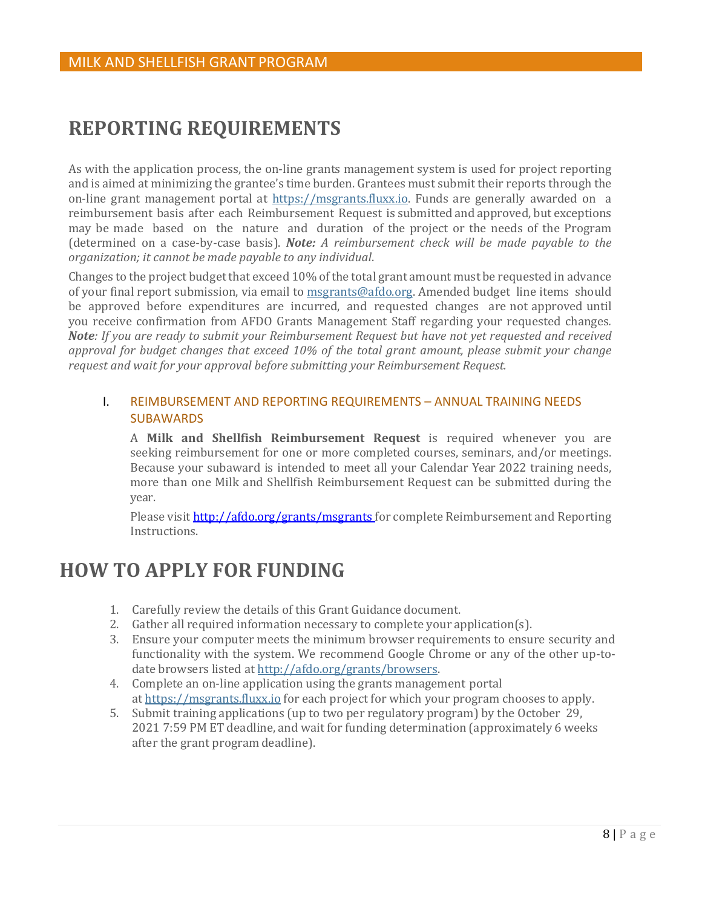# REPORTING REQUIREMENTS

As with the application process, the on-line grants management system is used for project reporting and is aimed at minimizing the grantee's time burden. Grantees must submit their reports through the on-line grant management portal at https://msgrants.fluxx.io. Funds are generally awarded on a reimbursement basis after each Reimbursement Request is submitted and approved, but exceptions may be made based on the nature and duration of the project or the needs of the Program (determined on a case-by-case basis). ***Note:*** *A reimbursement check will be made payable to the organization; it cannot be made payable to any individual*.

Changes to the project budget that exceed 10% of the total grant amount must be requested in advance of your final report submission, via email to msgrants@afdo.org. Amended budget line items should be approved before expenditures are incurred, and requested changes are not approved until you receive confirmation from AFDO Grants Management Staff regarding your requested changes. ***Note****: If you are ready to submit your Reimbursement Request but have not yet requested and received approval for budget changes that exceed 10% of the total grant amount, please submit your change request and wait for your approval before submitting your Reimbursement Request.*

## I. REIMBURSEMENT AND REPORTING REQUIREMENTS – ANNUAL TRAINING NEEDS SUBAWARDS

A **Milk and Shellfish Reimbursement Request** is required whenever you are seeking reimbursement for one or more completed courses, seminars, and/or meetings. Because your subaward is intended to meet all your Calendar Year 2022 training needs, more than one Milk and Shellfish Reimbursement Request can be submitted during the year.

Please visit http://afdo.org/grants/msgrants for complete Reimbursement and Reporting Instructions.

# HOW TO APPLY FOR FUNDING

1. Carefully review the details of this Grant Guidance document.
2. Gather all required information necessary to complete your application(s).
3. Ensure your computer meets the minimum browser requirements to ensure security and functionality with the system. We recommend Google Chrome or any of the other up-to-date browsers listed at http://afdo.org/grants/browsers.
4. Complete an on-line application using the grants management portal at https://msgrants.fluxx.io for each project for which your program chooses to apply.
5. Submit training applications (up to two per regulatory program) by the October 29, 2021 7:59 PM ET deadline, and wait for funding determination (approximately 6 weeks after the grant program deadline).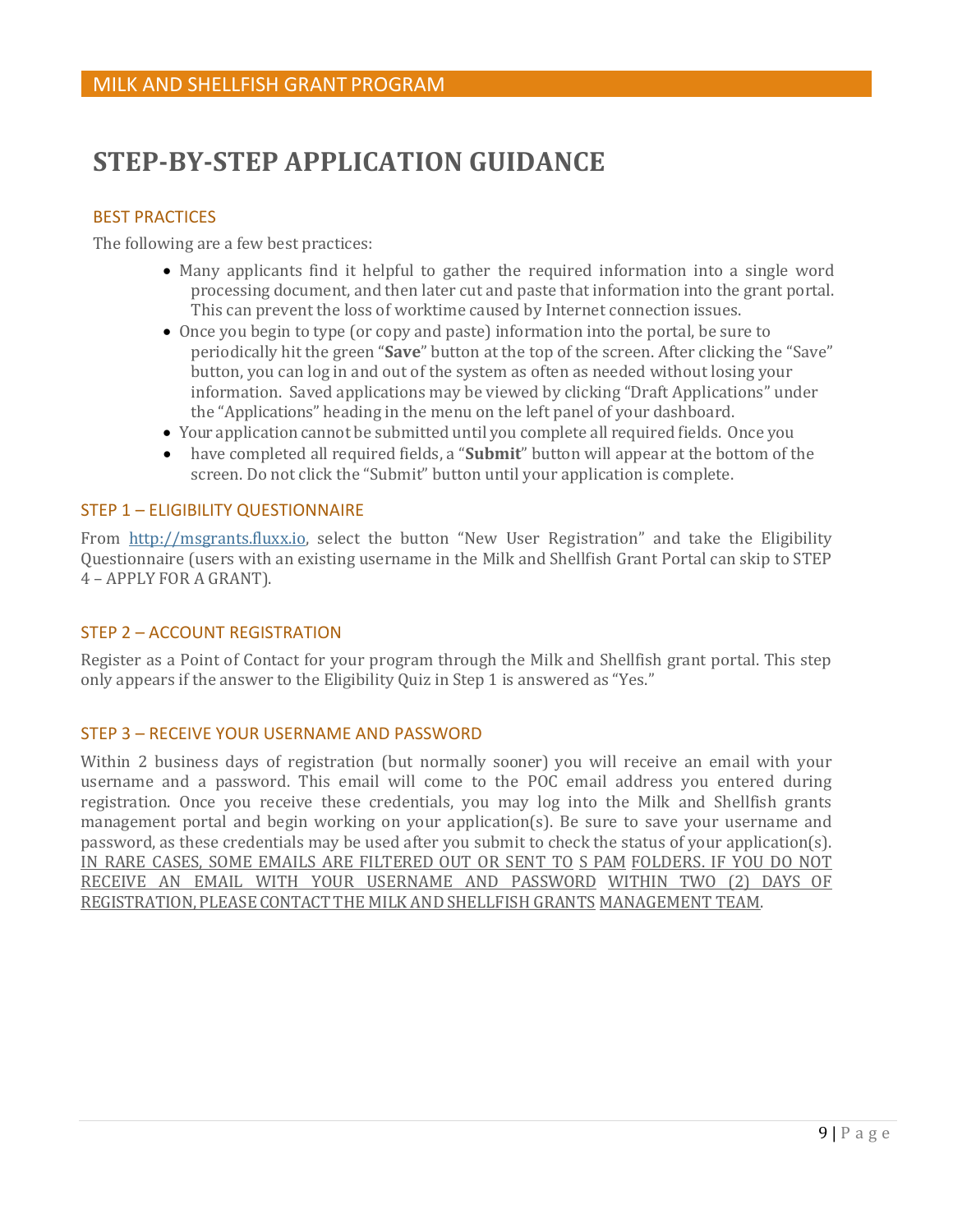# STEP-BY-STEP APPLICATION GUIDANCE

## BEST PRACTICES

The following are a few best practices:

- Many applicants find it helpful to gather the required information into a single word processing document, and then later cut and paste that information into the grant portal. This can prevent the loss of worktime caused by Internet connection issues.
- Once you begin to type (or copy and paste) information into the portal, be sure to periodically hit the green "**Save**" button at the top of the screen. After clicking the "Save" button, you can log in and out of the system as often as needed without losing your information. Saved applications may be viewed by clicking "Draft Applications" under the "Applications" heading in the menu on the left panel of your dashboard.
- Your application cannot be submitted until you complete all required fields. Once you
- have completed all required fields, a "**Submit**" button will appear at the bottom of the screen. Do not click the "Submit" button until your application is complete.

## STEP 1 – ELIGIBILITY QUESTIONNAIRE

From [http://msgrants.fluxx.io](http://msgrants.fluxx.io), select the button "New User Registration" and take the Eligibility Questionnaire (users with an existing username in the Milk and Shellfish Grant Portal can skip to STEP 4 – APPLY FOR A GRANT).

## STEP 2 – ACCOUNT REGISTRATION

Register as a Point of Contact for your program through the Milk and Shellfish grant portal. This step only appears if the answer to the Eligibility Quiz in Step 1 is answered as "Yes."

## STEP 3 – RECEIVE YOUR USERNAME AND PASSWORD

Within 2 business days of registration (but normally sooner) you will receive an email with your username and a password. This email will come to the POC email address you entered during registration. Once you receive these credentials, you may log into the Milk and Shellfish grants management portal and begin working on your application(s). Be sure to save your username and password, as these credentials may be used after you submit to check the status of your application(s). <u>IN RARE CASES, SOME EMAILS ARE FILTERED OUT OR SENT TO S PAM FOLDERS. IF YOU DO NOT RECEIVE AN EMAIL WITH YOUR USERNAME AND PASSWORD WITHIN TWO (2) DAYS OF REGISTRATION, PLEASE CONTACT THE MILK AND SHELLFISH GRANTS MANAGEMENT TEAM</u>.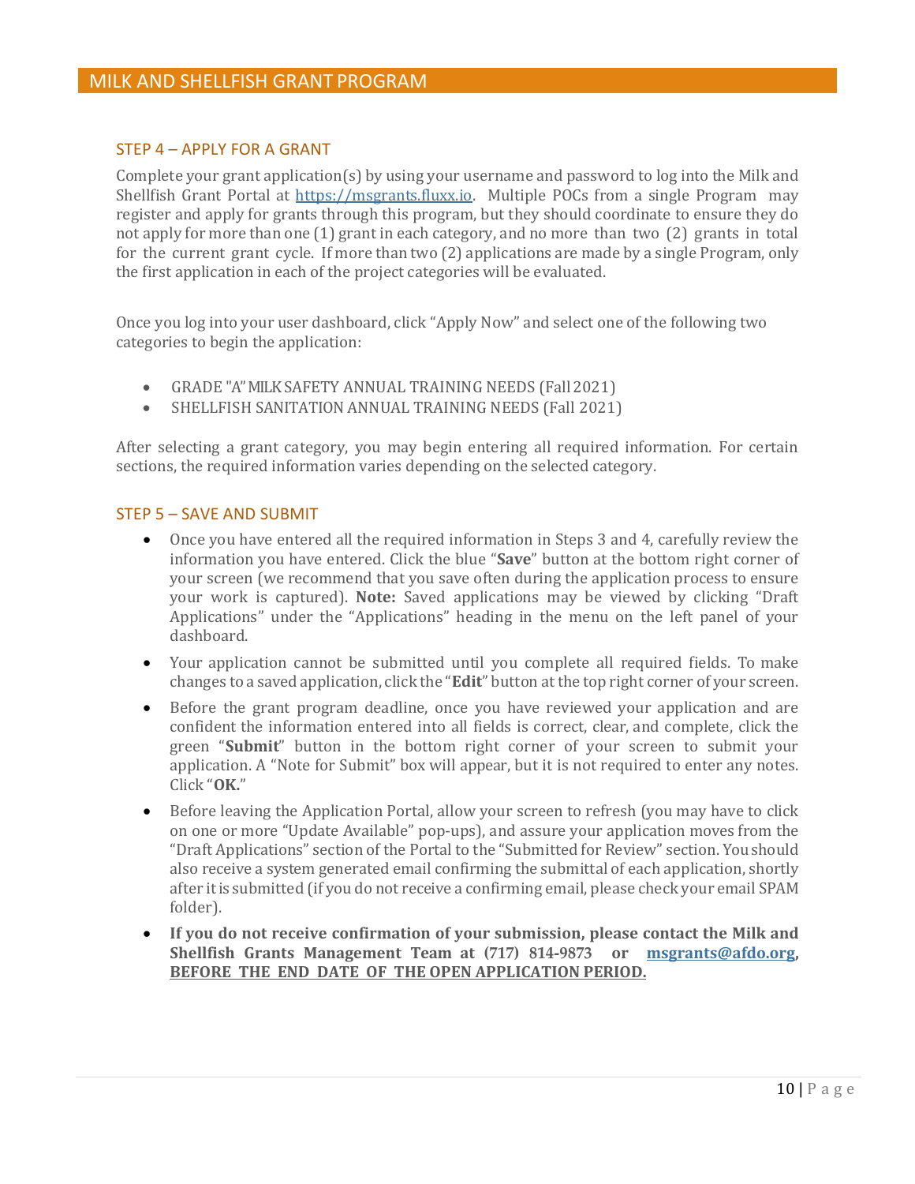## STEP 4 – APPLY FOR A GRANT

Complete your grant application(s) by using your username and password to log into the Milk and Shellfish Grant Portal at https://msgrants.fluxx.io. Multiple POCs from a single Program may register and apply for grants through this program, but they should coordinate to ensure they do not apply for more than one (1) grant in each category, and no more than two (2) grants in total for the current grant cycle. If more than two (2) applications are made by a single Program, only the first application in each of the project categories will be evaluated.

Once you log into your user dashboard, click "Apply Now" and select one of the following two categories to begin the application:

- GRADE "A" MILK SAFETY ANNUAL TRAINING NEEDS (Fall 2021)
- SHELLFISH SANITATION ANNUAL TRAINING NEEDS (Fall 2021)

After selecting a grant category, you may begin entering all required information. For certain sections, the required information varies depending on the selected category.

## STEP 5 – SAVE AND SUBMIT

- Once you have entered all the required information in Steps 3 and 4, carefully review the information you have entered. Click the blue "**Save**" button at the bottom right corner of your screen (we recommend that you save often during the application process to ensure your work is captured). **Note:** Saved applications may be viewed by clicking "Draft Applications" under the "Applications" heading in the menu on the left panel of your dashboard.
- Your application cannot be submitted until you complete all required fields. To make changes to a saved application, click the "**Edit**" button at the top right corner of your screen.
- Before the grant program deadline, once you have reviewed your application and are confident the information entered into all fields is correct, clear, and complete, click the green "**Submit**" button in the bottom right corner of your screen to submit your application. A "Note for Submit" box will appear, but it is not required to enter any notes. Click "**OK.**"
- Before leaving the Application Portal, allow your screen to refresh (you may have to click on one or more "Update Available" pop-ups), and assure your application moves from the "Draft Applications" section of the Portal to the "Submitted for Review" section. You should also receive a system generated email confirming the submittal of each application, shortly after it is submitted (if you do not receive a confirming email, please check your email SPAM folder).
- **If you do not receive confirmation of your submission, please contact the Milk and Shellfish Grants Management Team at (717) 814-9873 or msgrants@afdo.org, <u>BEFORE THE END DATE OF THE OPEN APPLICATION PERIOD.</u>**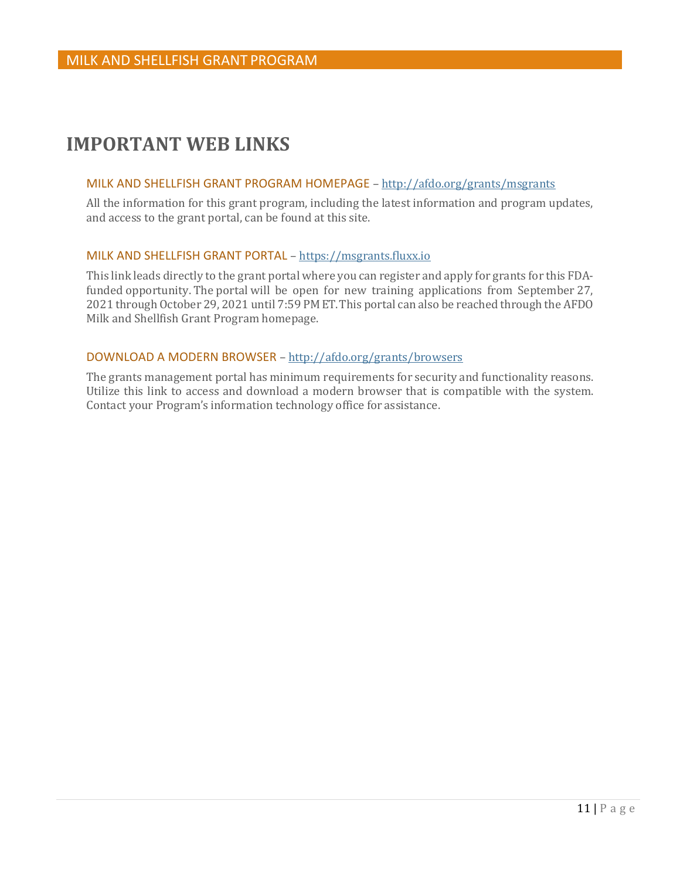# IMPORTANT WEB LINKS

### MILK AND SHELLFISH GRANT PROGRAM HOMEPAGE – [http://afdo.org/grants/msgrants](http://afdo.org/grants/msgrants)

All the information for this grant program, including the latest information and program updates, and access to the grant portal, can be found at this site.

### MILK AND SHELLFISH GRANT PORTAL – [https://msgrants.fluxx.io](https://msgrants.fluxx.io)

This link leads directly to the grant portal where you can register and apply for grants for this FDA-funded opportunity. The portal will be open for new training applications from September 27, 2021 through October 29, 2021 until 7:59 PM ET. This portal can also be reached through the AFDO Milk and Shellfish Grant Program homepage.

### DOWNLOAD A MODERN BROWSER – [http://afdo.org/grants/browsers](http://afdo.org/grants/browsers)

The grants management portal has minimum requirements for security and functionality reasons. Utilize this link to access and download a modern browser that is compatible with the system. Contact your Program's information technology office for assistance.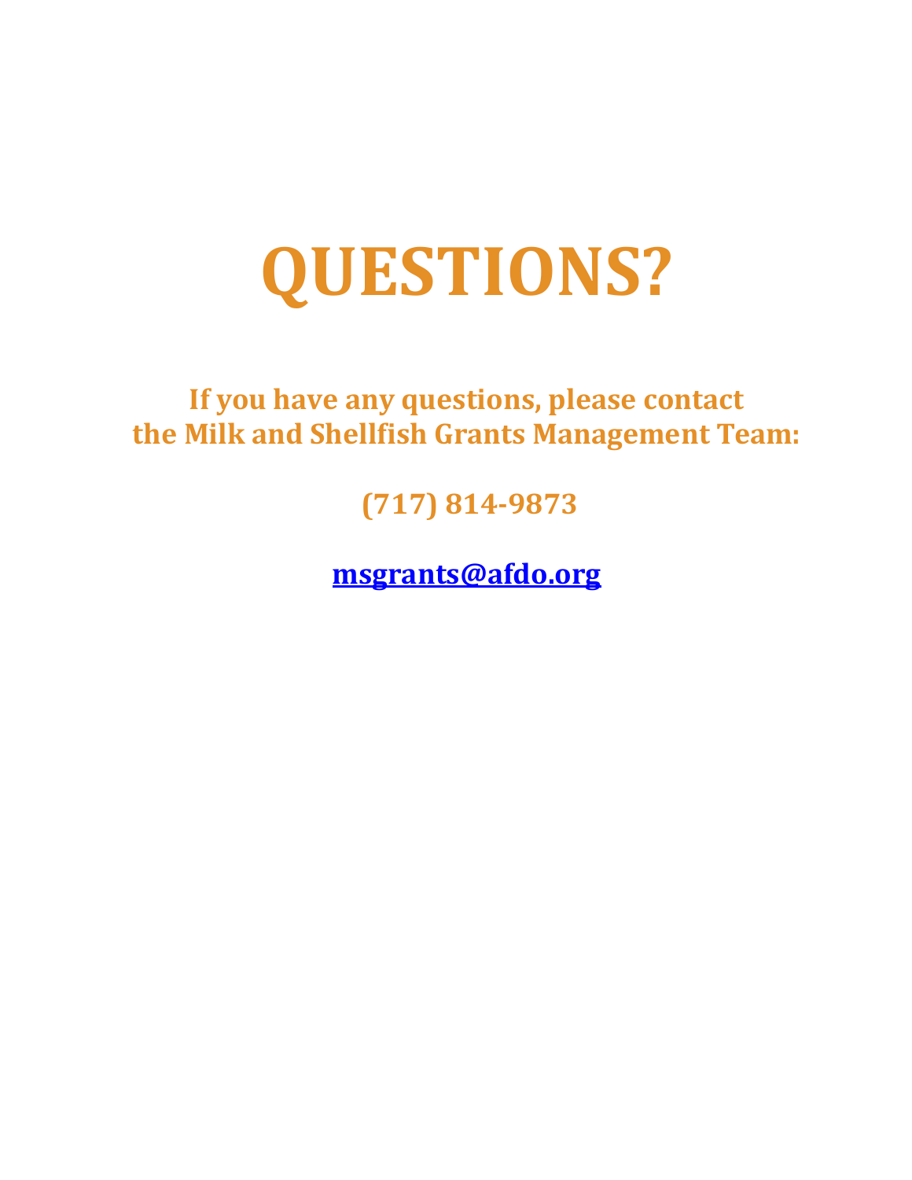# QUESTIONS?

**If you have any questions, please contact the Milk and Shellfish Grants Management Team:**

**(717) 814-9873**

**msgrants@afdo.org**